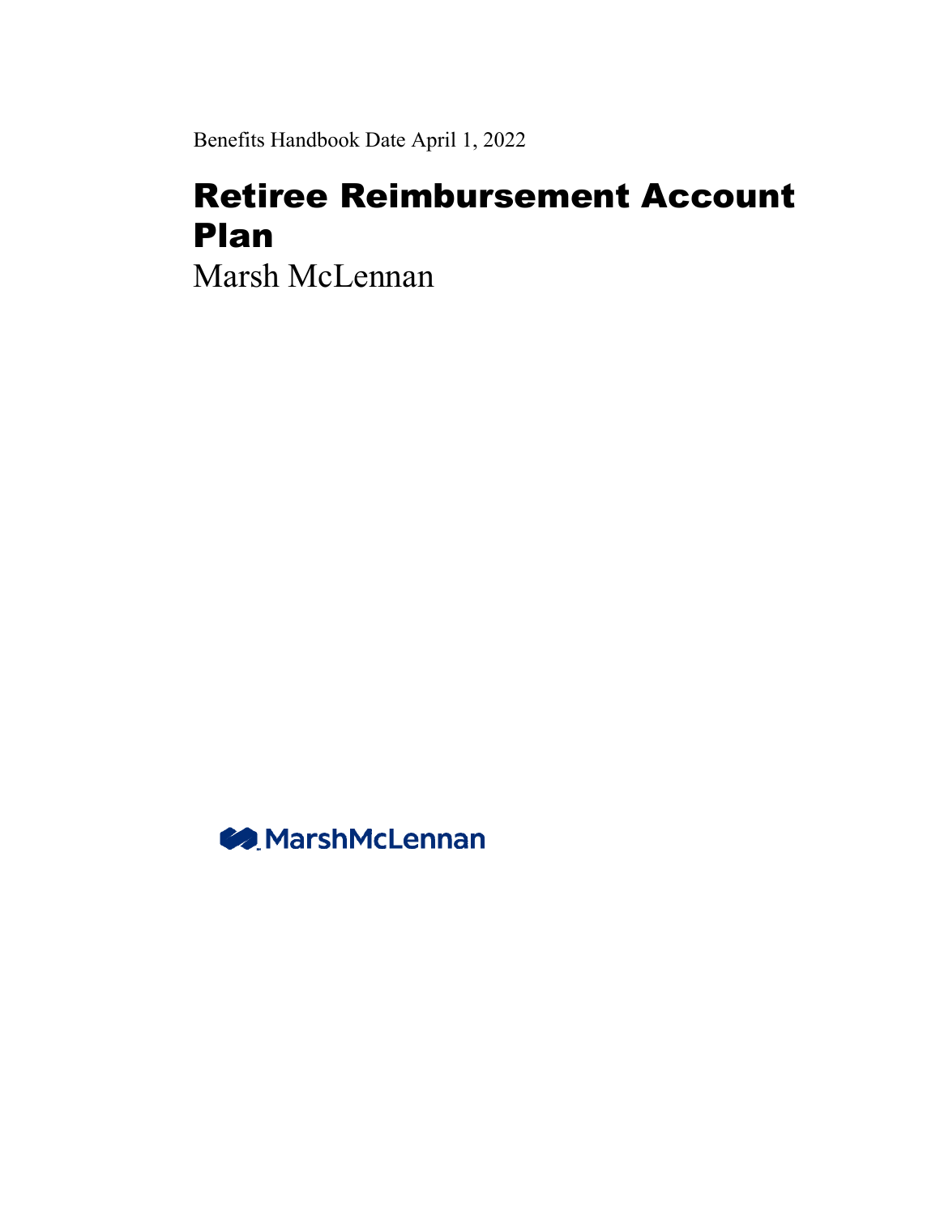Benefits Handbook Date April 1, 2022

# Retiree Reimbursement Account Plan

Marsh McLennan

MarshMcLennan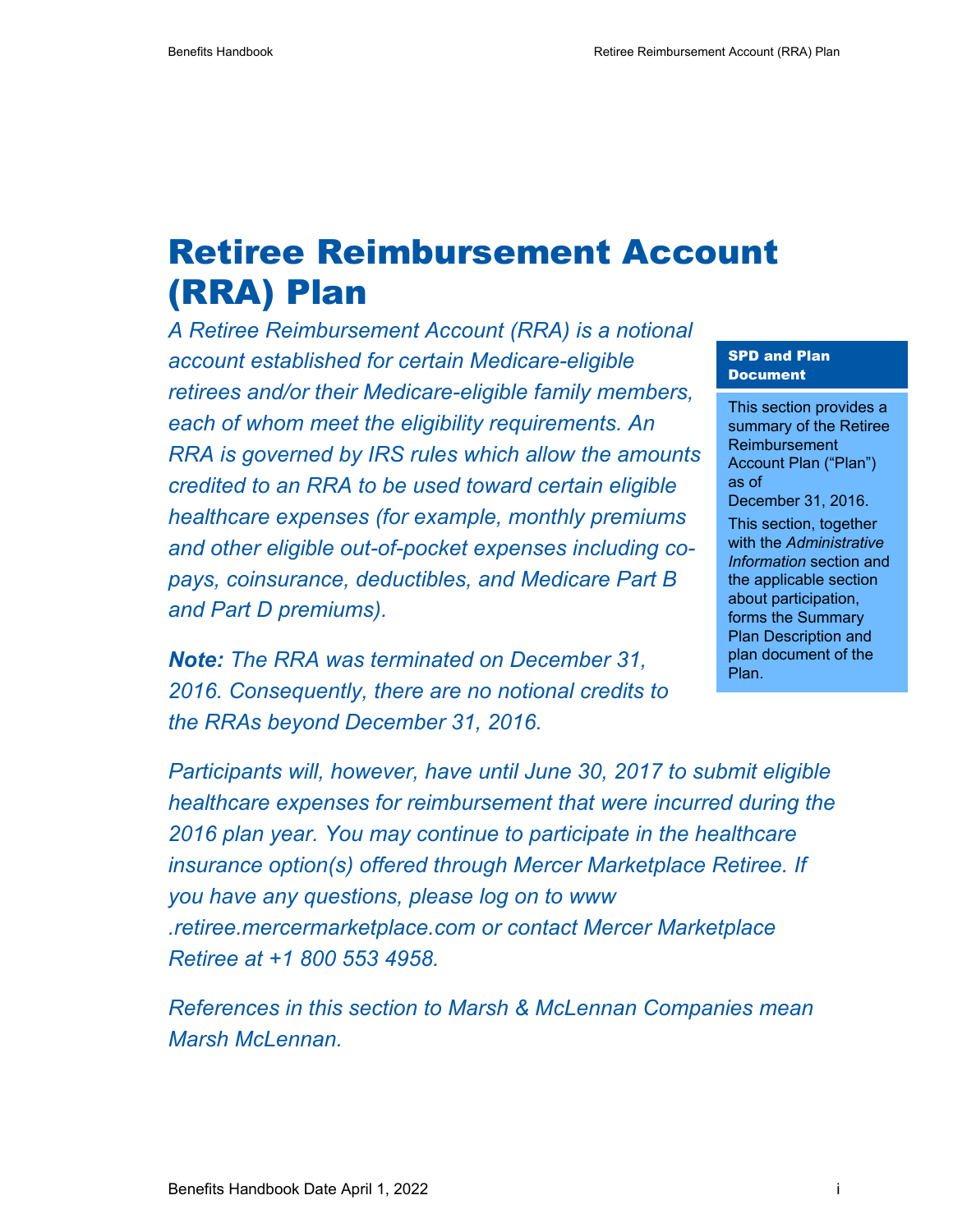# Retiree Reimbursement Account (RRA) Plan

*A Retiree Reimbursement Account (RRA) is a notional account established for certain Medicare-eligible retirees and/or their Medicare-eligible family members, each of whom meet the eligibility requirements. An RRA is governed by IRS rules which allow the amounts credited to an RRA to be used toward certain eligible healthcare expenses (for example, monthly premiums and other eligible out-of-pocket expenses including co-pays, coinsurance, deductibles, and Medicare Part B and Part D premiums).*

***Note:*** *The RRA was terminated on December 31, 2016. Consequently, there are no notional credits to the RRAs beyond December 31, 2016.*

**SPD and Plan Document**

This section provides a summary of the Retiree Reimbursement Account Plan ("Plan") as of December 31, 2016.

This section, together with the *Administrative Information* section and the applicable section about participation, forms the Summary Plan Description and plan document of the Plan.

*Participants will, however, have until June 30, 2017 to submit eligible healthcare expenses for reimbursement that were incurred during the 2016 plan year. You may continue to participate in the healthcare insurance option(s) offered through Mercer Marketplace Retiree. If you have any questions, please log on to www.retiree.mercermarketplace.com or contact Mercer Marketplace Retiree at +1 800 553 4958.*

*References in this section to Marsh & McLennan Companies mean Marsh McLennan.*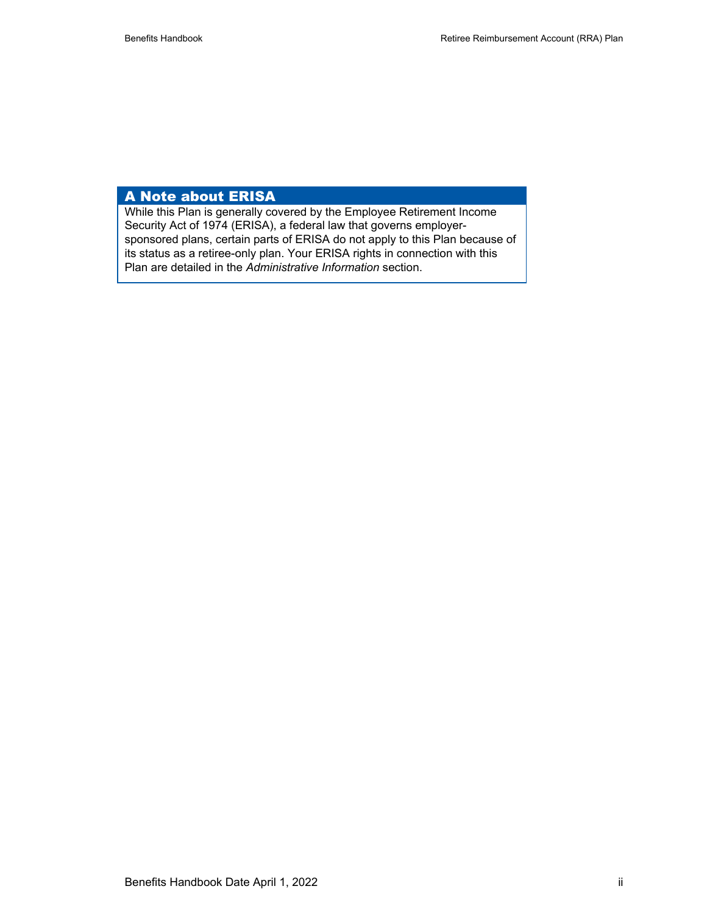## A Note about ERISA

While this Plan is generally covered by the Employee Retirement Income Security Act of 1974 (ERISA), a federal law that governs employer-sponsored plans, certain parts of ERISA do not apply to this Plan because of its status as a retiree-only plan. Your ERISA rights in connection with this Plan are detailed in the *Administrative Information* section.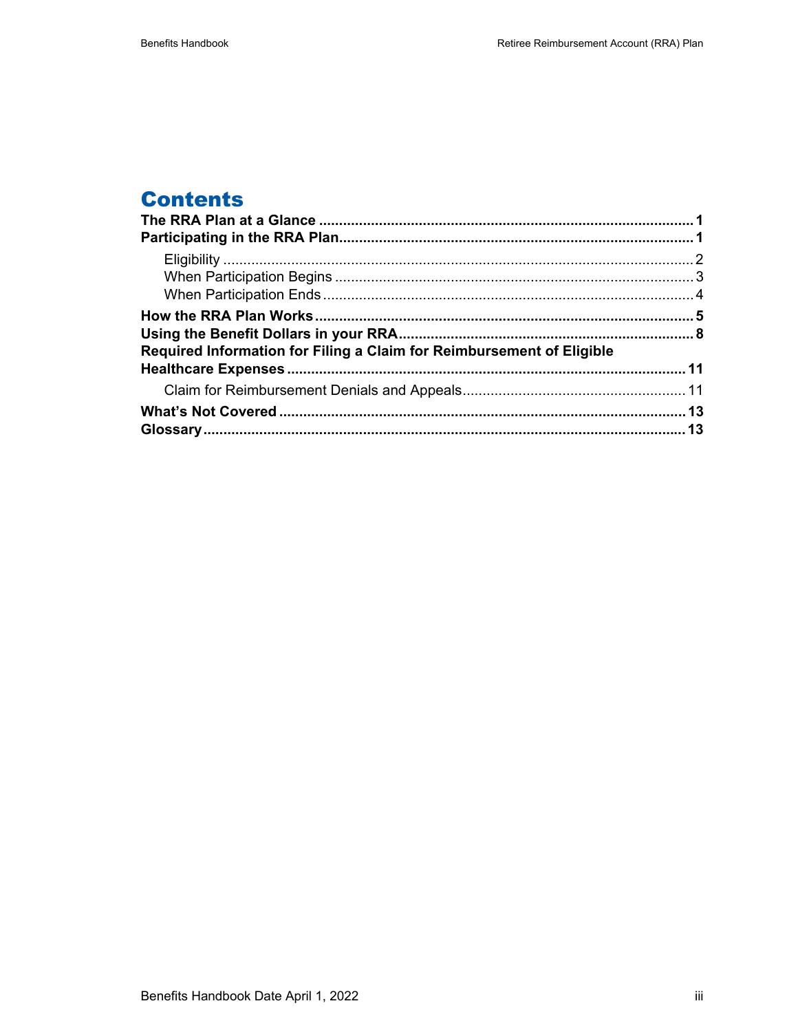# Contents

**The RRA Plan at a Glance** ............................................................................................ **1**
**Participating in the RRA Plan**........................................................................................ **1**
- Eligibility ..................................................................................................................... 2
- When Participation Begins ......................................................................................... 3
- When Participation Ends ............................................................................................ 4

**How the RRA Plan Works**............................................................................................. **5**
**Using the Benefit Dollars in your RRA**......................................................................... **8**
**Required Information for Filing a Claim for Reimbursement of Eligible Healthcare Expenses** .................................................................................................. **11**
- Claim for Reimbursement Denials and Appeals....................................................... 11

**What's Not Covered** .................................................................................................... **13**
**Glossary**....................................................................................................................... **13**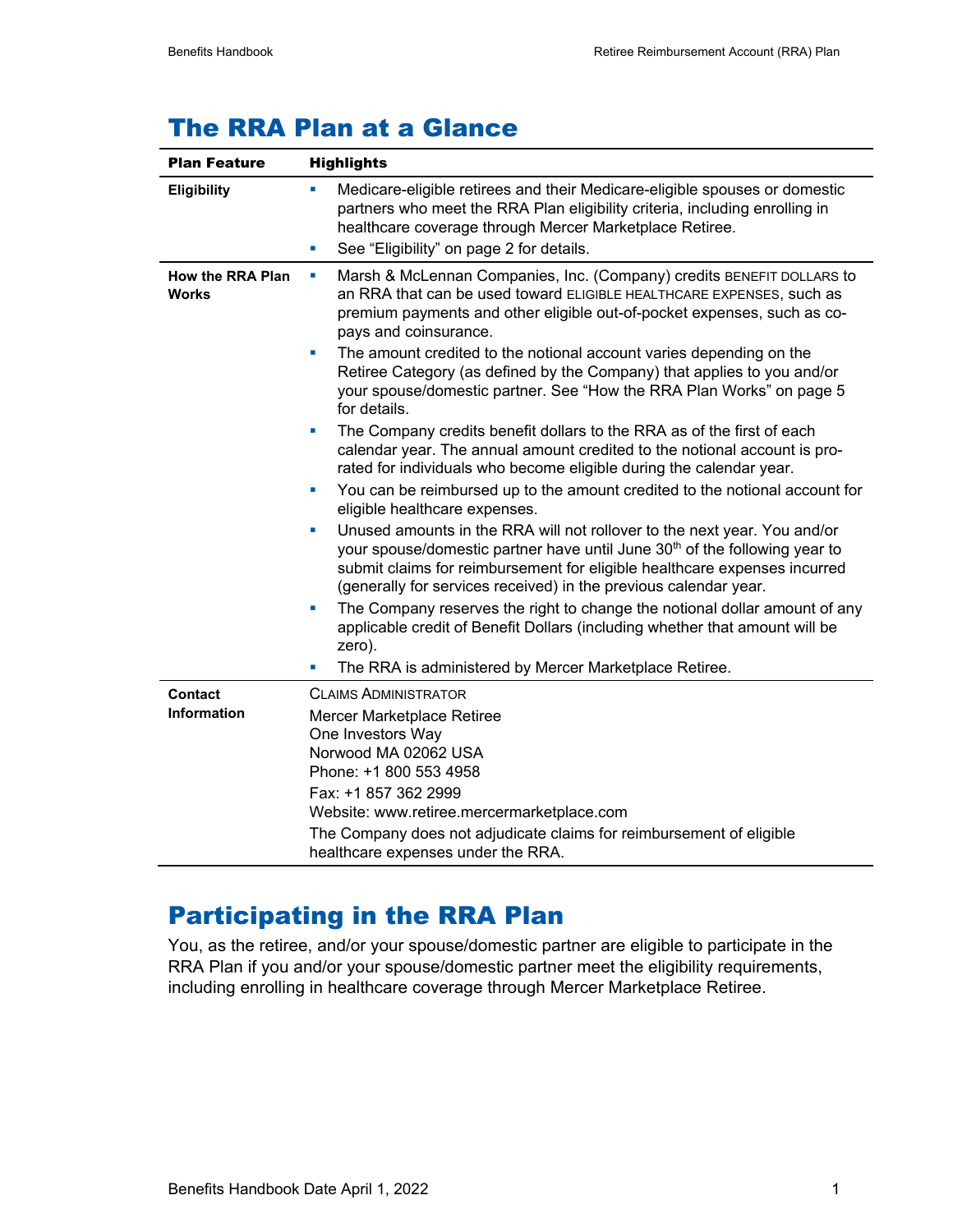# The RRA Plan at a Glance

| Plan Feature | Highlights |
|---|---|
| **Eligibility** | ▪ Medicare-eligible retirees and their Medicare-eligible spouses or domestic partners who meet the RRA Plan eligibility criteria, including enrolling in healthcare coverage through Mercer Marketplace Retiree.<br>▪ See "Eligibility" on page 2 for details. |
| **How the RRA Plan Works** | ▪ Marsh & McLennan Companies, Inc. (Company) credits BENEFIT DOLLARS to an RRA that can be used toward ELIGIBLE HEALTHCARE EXPENSES, such as premium payments and other eligible out-of-pocket expenses, such as co-pays and coinsurance.<br>▪ The amount credited to the notional account varies depending on the Retiree Category (as defined by the Company) that applies to you and/or your spouse/domestic partner. See "How the RRA Plan Works" on page 5 for details.<br>▪ The Company credits benefit dollars to the RRA as of the first of each calendar year. The annual amount credited to the notional account is pro-rated for individuals who become eligible during the calendar year.<br>▪ You can be reimbursed up to the amount credited to the notional account for eligible healthcare expenses.<br>▪ Unused amounts in the RRA will not rollover to the next year. You and/or your spouse/domestic partner have until June 30th of the following year to submit claims for reimbursement for eligible healthcare expenses incurred (generally for services received) in the previous calendar year.<br>▪ The Company reserves the right to change the notional dollar amount of any applicable credit of Benefit Dollars (including whether that amount will be zero).<br>▪ The RRA is administered by Mercer Marketplace Retiree. |
| **Contact Information** | CLAIMS ADMINISTRATOR<br>Mercer Marketplace Retiree<br>One Investors Way<br>Norwood MA 02062 USA<br>Phone: +1 800 553 4958<br>Fax: +1 857 362 2999<br>Website: www.retiree.mercermarketplace.com<br>The Company does not adjudicate claims for reimbursement of eligible healthcare expenses under the RRA. |

# Participating in the RRA Plan

You, as the retiree, and/or your spouse/domestic partner are eligible to participate in the RRA Plan if you and/or your spouse/domestic partner meet the eligibility requirements, including enrolling in healthcare coverage through Mercer Marketplace Retiree.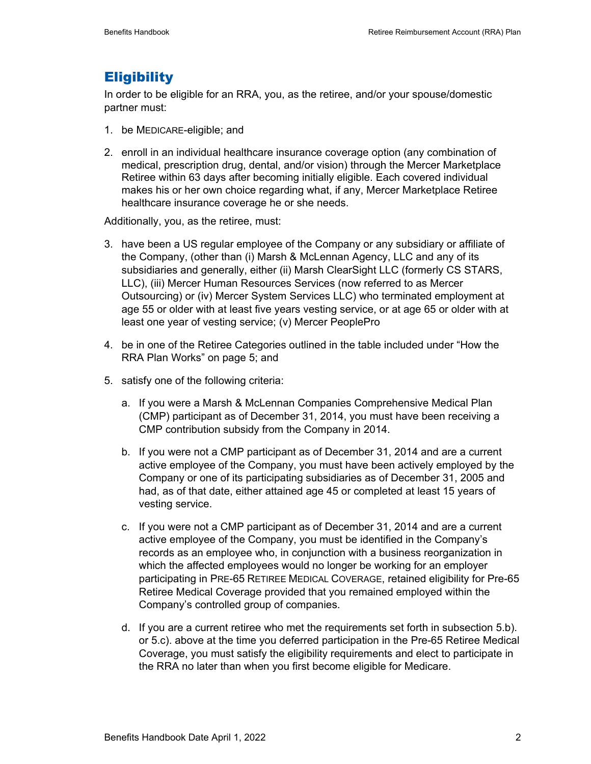## Eligibility

In order to be eligible for an RRA, you, as the retiree, and/or your spouse/domestic partner must:

1. be MEDICARE-eligible; and
2. enroll in an individual healthcare insurance coverage option (any combination of medical, prescription drug, dental, and/or vision) through the Mercer Marketplace Retiree within 63 days after becoming initially eligible. Each covered individual makes his or her own choice regarding what, if any, Mercer Marketplace Retiree healthcare insurance coverage he or she needs.

Additionally, you, as the retiree, must:

3. have been a US regular employee of the Company or any subsidiary or affiliate of the Company, (other than (i) Marsh & McLennan Agency, LLC and any of its subsidiaries and generally, either (ii) Marsh ClearSight LLC (formerly CS STARS, LLC), (iii) Mercer Human Resources Services (now referred to as Mercer Outsourcing) or (iv) Mercer System Services LLC) who terminated employment at age 55 or older with at least five years vesting service, or at age 65 or older with at least one year of vesting service; (v) Mercer PeoplePro
4. be in one of the Retiree Categories outlined in the table included under "How the RRA Plan Works" on page 5; and
5. satisfy one of the following criteria:
   a. If you were a Marsh & McLennan Companies Comprehensive Medical Plan (CMP) participant as of December 31, 2014, you must have been receiving a CMP contribution subsidy from the Company in 2014.
   b. If you were not a CMP participant as of December 31, 2014 and are a current active employee of the Company, you must have been actively employed by the Company or one of its participating subsidiaries as of December 31, 2005 and had, as of that date, either attained age 45 or completed at least 15 years of vesting service.
   c. If you were not a CMP participant as of December 31, 2014 and are a current active employee of the Company, you must be identified in the Company's records as an employee who, in conjunction with a business reorganization in which the affected employees would no longer be working for an employer participating in PRE-65 RETIREE MEDICAL COVERAGE, retained eligibility for Pre-65 Retiree Medical Coverage provided that you remained employed within the Company's controlled group of companies.
   d. If you are a current retiree who met the requirements set forth in subsection 5.b). or 5.c). above at the time you deferred participation in the Pre-65 Retiree Medical Coverage, you must satisfy the eligibility requirements and elect to participate in the RRA no later than when you first become eligible for Medicare.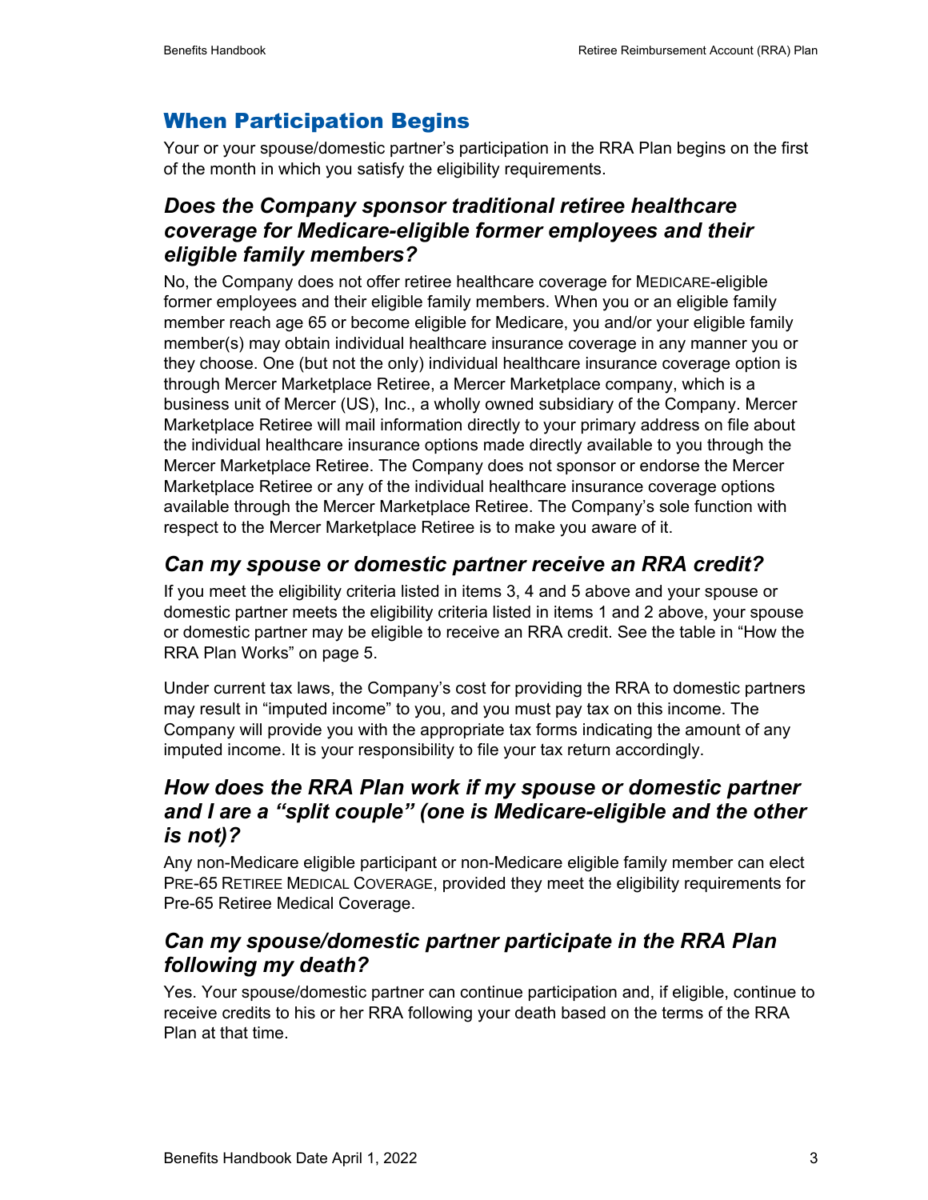## When Participation Begins

Your or your spouse/domestic partner's participation in the RRA Plan begins on the first of the month in which you satisfy the eligibility requirements.

### *Does the Company sponsor traditional retiree healthcare coverage for Medicare-eligible former employees and their eligible family members?*

No, the Company does not offer retiree healthcare coverage for MEDICARE-eligible former employees and their eligible family members. When you or an eligible family member reach age 65 or become eligible for Medicare, you and/or your eligible family member(s) may obtain individual healthcare insurance coverage in any manner you or they choose. One (but not the only) individual healthcare insurance coverage option is through Mercer Marketplace Retiree, a Mercer Marketplace company, which is a business unit of Mercer (US), Inc., a wholly owned subsidiary of the Company. Mercer Marketplace Retiree will mail information directly to your primary address on file about the individual healthcare insurance options made directly available to you through the Mercer Marketplace Retiree. The Company does not sponsor or endorse the Mercer Marketplace Retiree or any of the individual healthcare insurance coverage options available through the Mercer Marketplace Retiree. The Company's sole function with respect to the Mercer Marketplace Retiree is to make you aware of it.

### *Can my spouse or domestic partner receive an RRA credit?*

If you meet the eligibility criteria listed in items 3, 4 and 5 above and your spouse or domestic partner meets the eligibility criteria listed in items 1 and 2 above, your spouse or domestic partner may be eligible to receive an RRA credit. See the table in "How the RRA Plan Works" on page 5.

Under current tax laws, the Company's cost for providing the RRA to domestic partners may result in "imputed income" to you, and you must pay tax on this income. The Company will provide you with the appropriate tax forms indicating the amount of any imputed income. It is your responsibility to file your tax return accordingly.

### *How does the RRA Plan work if my spouse or domestic partner and I are a "split couple" (one is Medicare-eligible and the other is not)?*

Any non-Medicare eligible participant or non-Medicare eligible family member can elect PRE-65 RETIREE MEDICAL COVERAGE, provided they meet the eligibility requirements for Pre-65 Retiree Medical Coverage.

### *Can my spouse/domestic partner participate in the RRA Plan following my death?*

Yes. Your spouse/domestic partner can continue participation and, if eligible, continue to receive credits to his or her RRA following your death based on the terms of the RRA Plan at that time.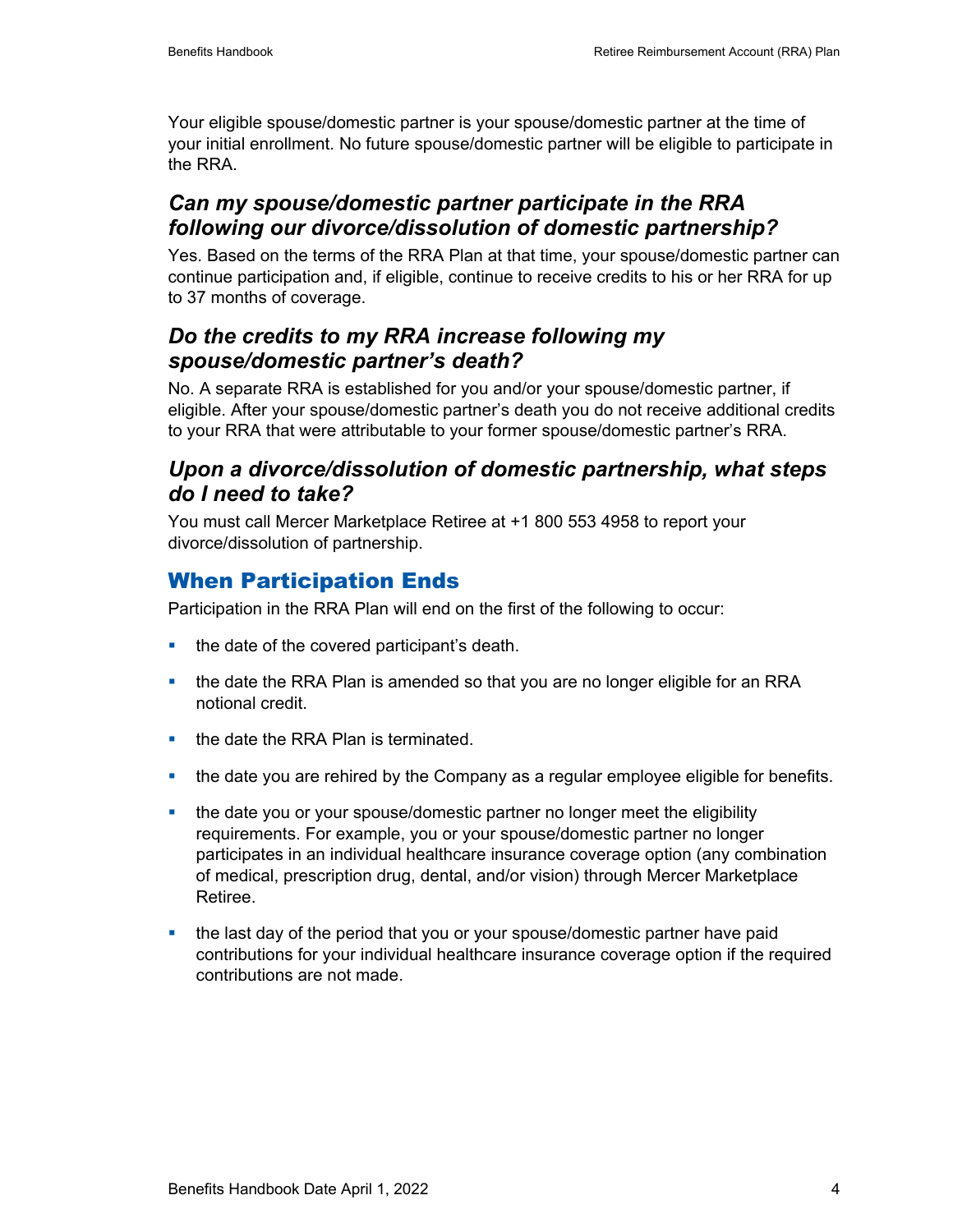Your eligible spouse/domestic partner is your spouse/domestic partner at the time of your initial enrollment. No future spouse/domestic partner will be eligible to participate in the RRA.

### *Can my spouse/domestic partner participate in the RRA following our divorce/dissolution of domestic partnership?*

Yes. Based on the terms of the RRA Plan at that time, your spouse/domestic partner can continue participation and, if eligible, continue to receive credits to his or her RRA for up to 37 months of coverage.

### *Do the credits to my RRA increase following my spouse/domestic partner's death?*

No. A separate RRA is established for you and/or your spouse/domestic partner, if eligible. After your spouse/domestic partner's death you do not receive additional credits to your RRA that were attributable to your former spouse/domestic partner's RRA.

### *Upon a divorce/dissolution of domestic partnership, what steps do I need to take?*

You must call Mercer Marketplace Retiree at +1 800 553 4958 to report your divorce/dissolution of partnership.

## When Participation Ends

Participation in the RRA Plan will end on the first of the following to occur:

- the date of the covered participant's death.
- the date the RRA Plan is amended so that you are no longer eligible for an RRA notional credit.
- the date the RRA Plan is terminated.
- the date you are rehired by the Company as a regular employee eligible for benefits.
- the date you or your spouse/domestic partner no longer meet the eligibility requirements. For example, you or your spouse/domestic partner no longer participates in an individual healthcare insurance coverage option (any combination of medical, prescription drug, dental, and/or vision) through Mercer Marketplace Retiree.
- the last day of the period that you or your spouse/domestic partner have paid contributions for your individual healthcare insurance coverage option if the required contributions are not made.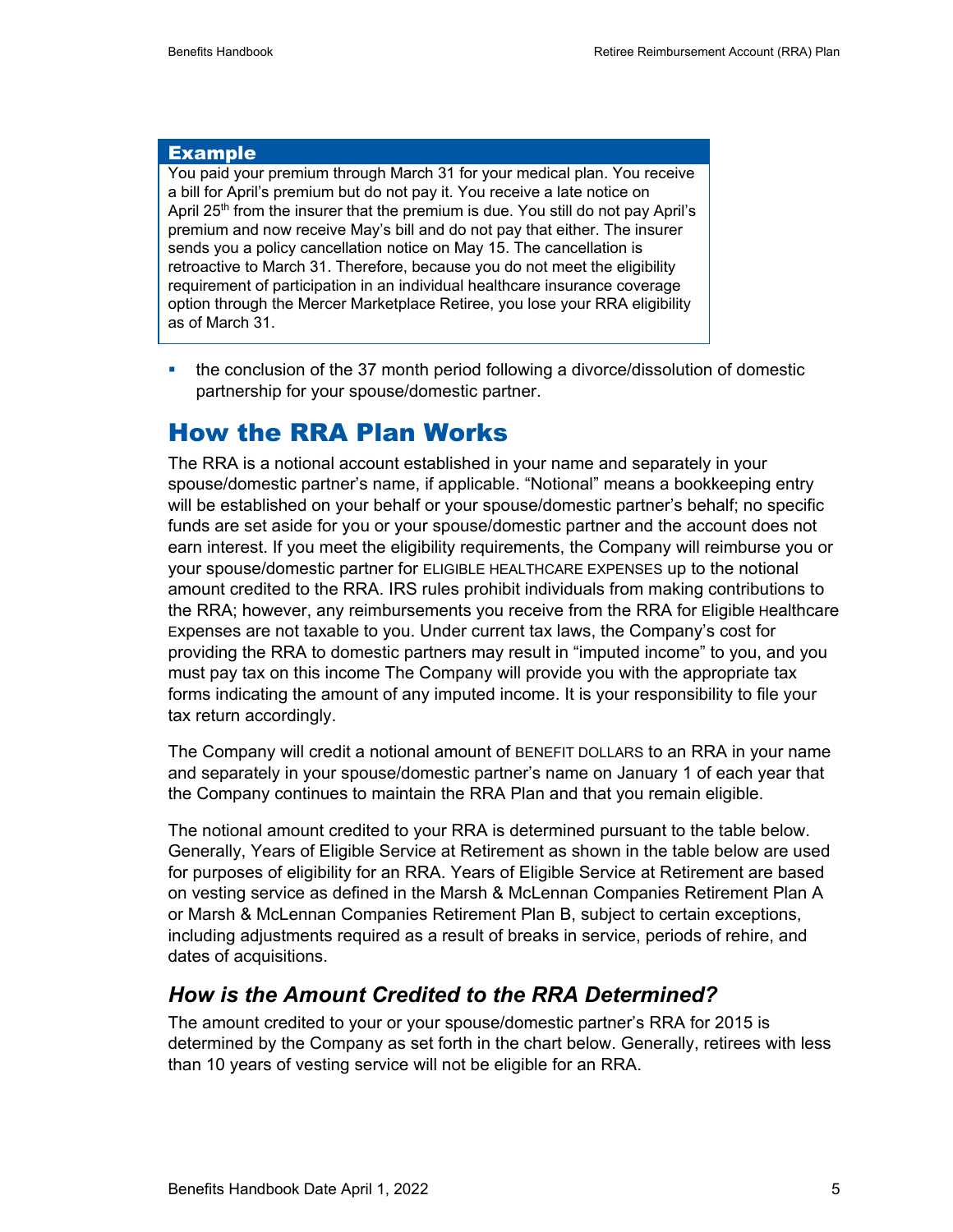**Example**

You paid your premium through March 31 for your medical plan. You receive a bill for April's premium but do not pay it. You receive a late notice on April 25th from the insurer that the premium is due. You still do not pay April's premium and now receive May's bill and do not pay that either. The insurer sends you a policy cancellation notice on May 15. The cancellation is retroactive to March 31. Therefore, because you do not meet the eligibility requirement of participation in an individual healthcare insurance coverage option through the Mercer Marketplace Retiree, you lose your RRA eligibility as of March 31.

- the conclusion of the 37 month period following a divorce/dissolution of domestic partnership for your spouse/domestic partner.

## How the RRA Plan Works

The RRA is a notional account established in your name and separately in your spouse/domestic partner's name, if applicable. "Notional" means a bookkeeping entry will be established on your behalf or your spouse/domestic partner's behalf; no specific funds are set aside for you or your spouse/domestic partner and the account does not earn interest. If you meet the eligibility requirements, the Company will reimburse you or your spouse/domestic partner for ELIGIBLE HEALTHCARE EXPENSES up to the notional amount credited to the RRA. IRS rules prohibit individuals from making contributions to the RRA; however, any reimbursements you receive from the RRA for Eligible Healthcare Expenses are not taxable to you. Under current tax laws, the Company's cost for providing the RRA to domestic partners may result in "imputed income" to you, and you must pay tax on this income The Company will provide you with the appropriate tax forms indicating the amount of any imputed income. It is your responsibility to file your tax return accordingly.

The Company will credit a notional amount of BENEFIT DOLLARS to an RRA in your name and separately in your spouse/domestic partner's name on January 1 of each year that the Company continues to maintain the RRA Plan and that you remain eligible.

The notional amount credited to your RRA is determined pursuant to the table below. Generally, Years of Eligible Service at Retirement as shown in the table below are used for purposes of eligibility for an RRA. Years of Eligible Service at Retirement are based on vesting service as defined in the Marsh & McLennan Companies Retirement Plan A or Marsh & McLennan Companies Retirement Plan B, subject to certain exceptions, including adjustments required as a result of breaks in service, periods of rehire, and dates of acquisitions.

### *How is the Amount Credited to the RRA Determined?*

The amount credited to your or your spouse/domestic partner's RRA for 2015 is determined by the Company as set forth in the chart below. Generally, retirees with less than 10 years of vesting service will not be eligible for an RRA.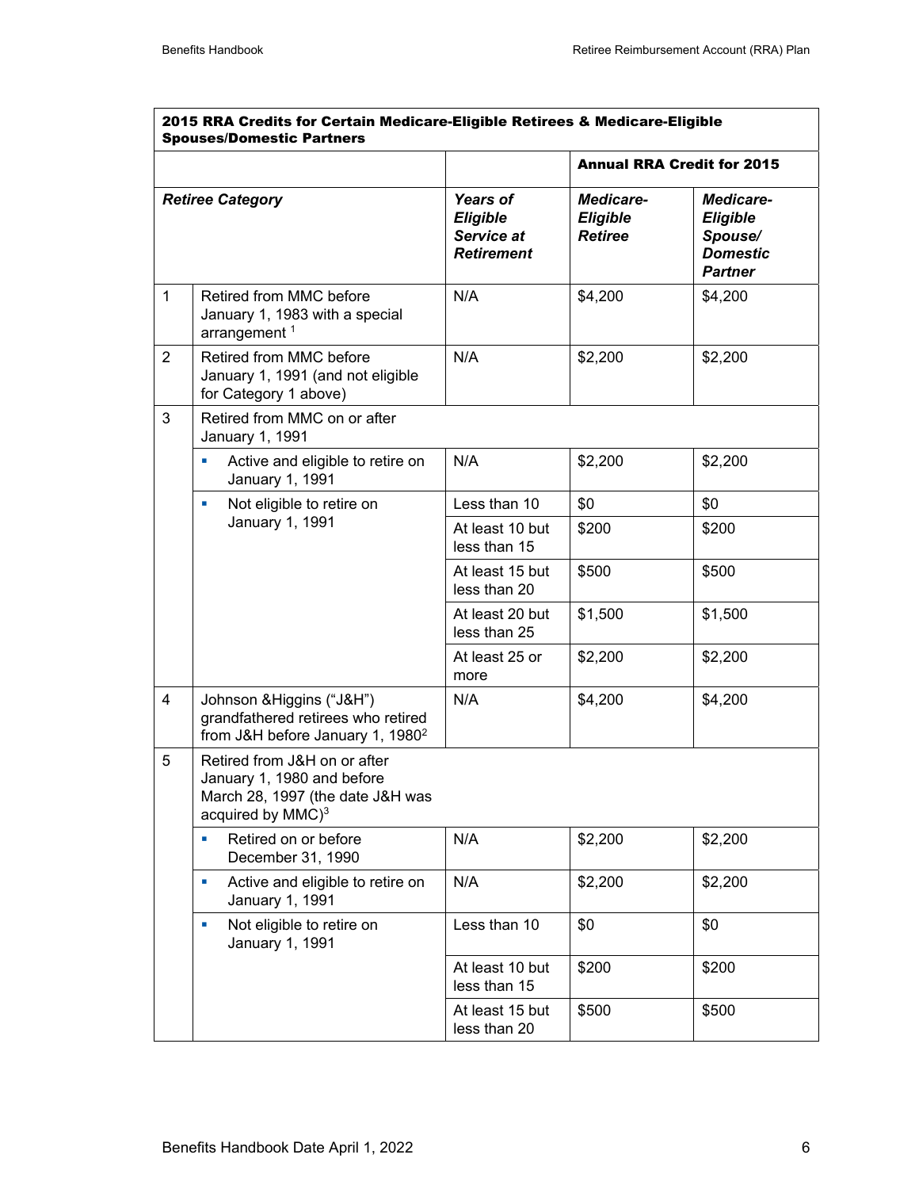| 2015 RRA Credits for Certain Medicare-Eligible Retirees & Medicare-Eligible Spouses/Domestic Partners | | | | |
|---|---|---|---|---|
| | | | **Annual RRA Credit for 2015** | |
| ***Retiree Category*** | | ***Years of Eligible Service at Retirement*** | ***Medicare-Eligible Retiree*** | ***Medicare-Eligible Spouse/ Domestic Partner*** |
| 1 | Retired from MMC before January 1, 1983 with a special arrangement [1] | N/A | $4,200 | $4,200 |
| 2 | Retired from MMC before January 1, 1991 (and not eligible for Category 1 above) | N/A | $2,200 | $2,200 |
| 3 | Retired from MMC on or after January 1, 1991 | | | |
| | ▪ Active and eligible to retire on January 1, 1991 | N/A | $2,200 | $2,200 |
| | ▪ Not eligible to retire on January 1, 1991 | Less than 10 | $0 | $0 |
| | | At least 10 but less than 15 | $200 | $200 |
| | | At least 15 but less than 20 | $500 | $500 |
| | | At least 20 but less than 25 | $1,500 | $1,500 |
| | | At least 25 or more | $2,200 | $2,200 |
| 4 | Johnson &Higgins ("J&H") grandfathered retirees who retired from J&H before January 1, 1980[2] | N/A | $4,200 | $4,200 |
| 5 | Retired from J&H on or after January 1, 1980 and before March 28, 1997 (the date J&H was acquired by MMC)[3] | | | |
| | ▪ Retired on or before December 31, 1990 | N/A | $2,200 | $2,200 |
| | ▪ Active and eligible to retire on January 1, 1991 | N/A | $2,200 | $2,200 |
| | ▪ Not eligible to retire on January 1, 1991 | Less than 10 | $0 | $0 |
| | | At least 10 but less than 15 | $200 | $200 |
| | | At least 15 but less than 20 | $500 | $500 |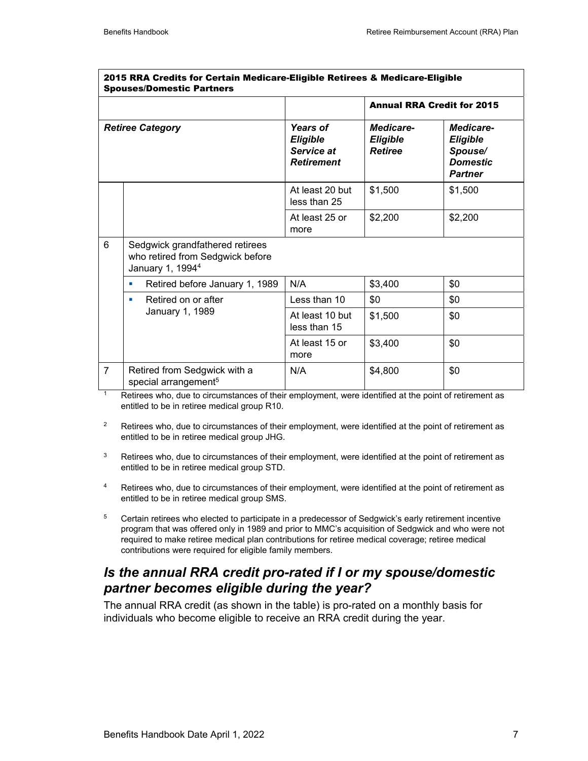| 2015 RRA Credits for Certain Medicare-Eligible Retirees & Medicare-Eligible Spouses/Domestic Partners | | | | |
|---|---|---|---|---|
| | | | **Annual RRA Credit for 2015** | |
| ***Retiree Category*** | | ***Years of Eligible Service at Retirement*** | ***Medicare-Eligible Retiree*** | ***Medicare-Eligible Spouse/ Domestic Partner*** |
| | | At least 20 but less than 25 | $1,500 | $1,500 |
| | | At least 25 or more | $2,200 | $2,200 |
| 6 | Sedgwick grandfathered retirees who retired from Sedgwick before January 1, 1994[4] | | | |
| | ▪ Retired before January 1, 1989 | N/A | $3,400 | $0 |
| | ▪ Retired on or after January 1, 1989 | Less than 10 | $0 | $0 |
| | | At least 10 but less than 15 | $1,500 | $0 |
| | | At least 15 or more | $3,400 | $0 |
| 7 | Retired from Sedgwick with a special arrangement[5] | N/A | $4,800 | $0 |

[1] Retirees who, due to circumstances of their employment, were identified at the point of retirement as entitled to be in retiree medical group R10.

[2] Retirees who, due to circumstances of their employment, were identified at the point of retirement as entitled to be in retiree medical group JHG.

[3] Retirees who, due to circumstances of their employment, were identified at the point of retirement as entitled to be in retiree medical group STD.

[4] Retirees who, due to circumstances of their employment, were identified at the point of retirement as entitled to be in retiree medical group SMS.

[5] Certain retirees who elected to participate in a predecessor of Sedgwick's early retirement incentive program that was offered only in 1989 and prior to MMC's acquisition of Sedgwick and who were not required to make retiree medical plan contributions for retiree medical coverage; retiree medical contributions were required for eligible family members.

## *Is the annual RRA credit pro-rated if I or my spouse/domestic partner becomes eligible during the year?*

The annual RRA credit (as shown in the table) is pro-rated on a monthly basis for individuals who become eligible to receive an RRA credit during the year.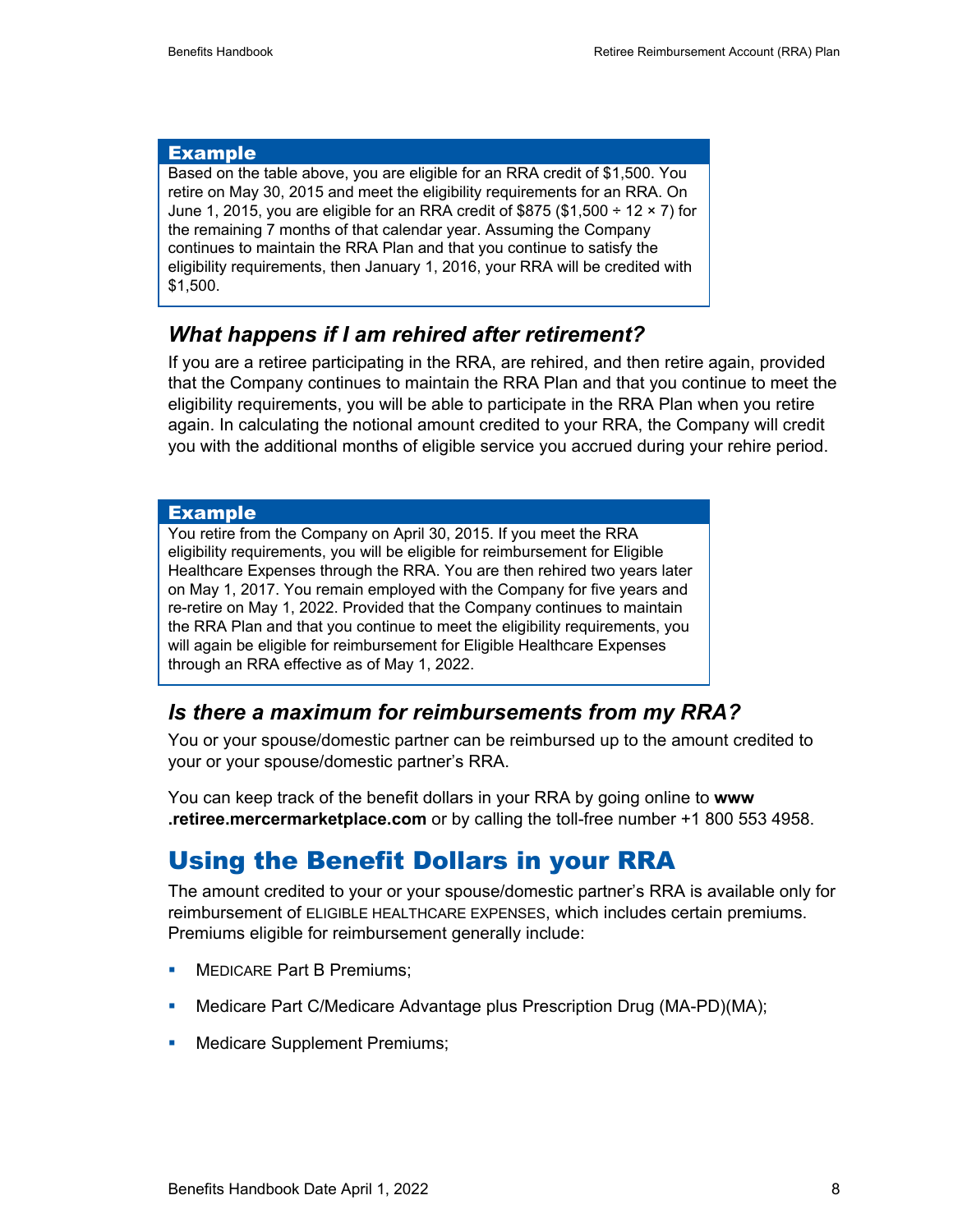> **Example**
>
> Based on the table above, you are eligible for an RRA credit of $1,500. You retire on May 30, 2015 and meet the eligibility requirements for an RRA. On June 1, 2015, you are eligible for an RRA credit of $875 ($1,500 ÷ 12 × 7) for the remaining 7 months of that calendar year. Assuming the Company continues to maintain the RRA Plan and that you continue to satisfy the eligibility requirements, then January 1, 2016, your RRA will be credited with $1,500.

### *What happens if I am rehired after retirement?*

If you are a retiree participating in the RRA, are rehired, and then retire again, provided that the Company continues to maintain the RRA Plan and that you continue to meet the eligibility requirements, you will be able to participate in the RRA Plan when you retire again. In calculating the notional amount credited to your RRA, the Company will credit you with the additional months of eligible service you accrued during your rehire period.

> **Example**
>
> You retire from the Company on April 30, 2015. If you meet the RRA eligibility requirements, you will be eligible for reimbursement for Eligible Healthcare Expenses through the RRA. You are then rehired two years later on May 1, 2017. You remain employed with the Company for five years and re-retire on May 1, 2022. Provided that the Company continues to maintain the RRA Plan and that you continue to meet the eligibility requirements, you will again be eligible for reimbursement for Eligible Healthcare Expenses through an RRA effective as of May 1, 2022.

### *Is there a maximum for reimbursements from my RRA?*

You or your spouse/domestic partner can be reimbursed up to the amount credited to your or your spouse/domestic partner's RRA.

You can keep track of the benefit dollars in your RRA by going online to **www.retiree.mercermarketplace.com** or by calling the toll-free number +1 800 553 4958.

## Using the Benefit Dollars in your RRA

The amount credited to your or your spouse/domestic partner's RRA is available only for reimbursement of ELIGIBLE HEALTHCARE EXPENSES, which includes certain premiums. Premiums eligible for reimbursement generally include:

- MEDICARE Part B Premiums;
- Medicare Part C/Medicare Advantage plus Prescription Drug (MA-PD)(MA);
- Medicare Supplement Premiums;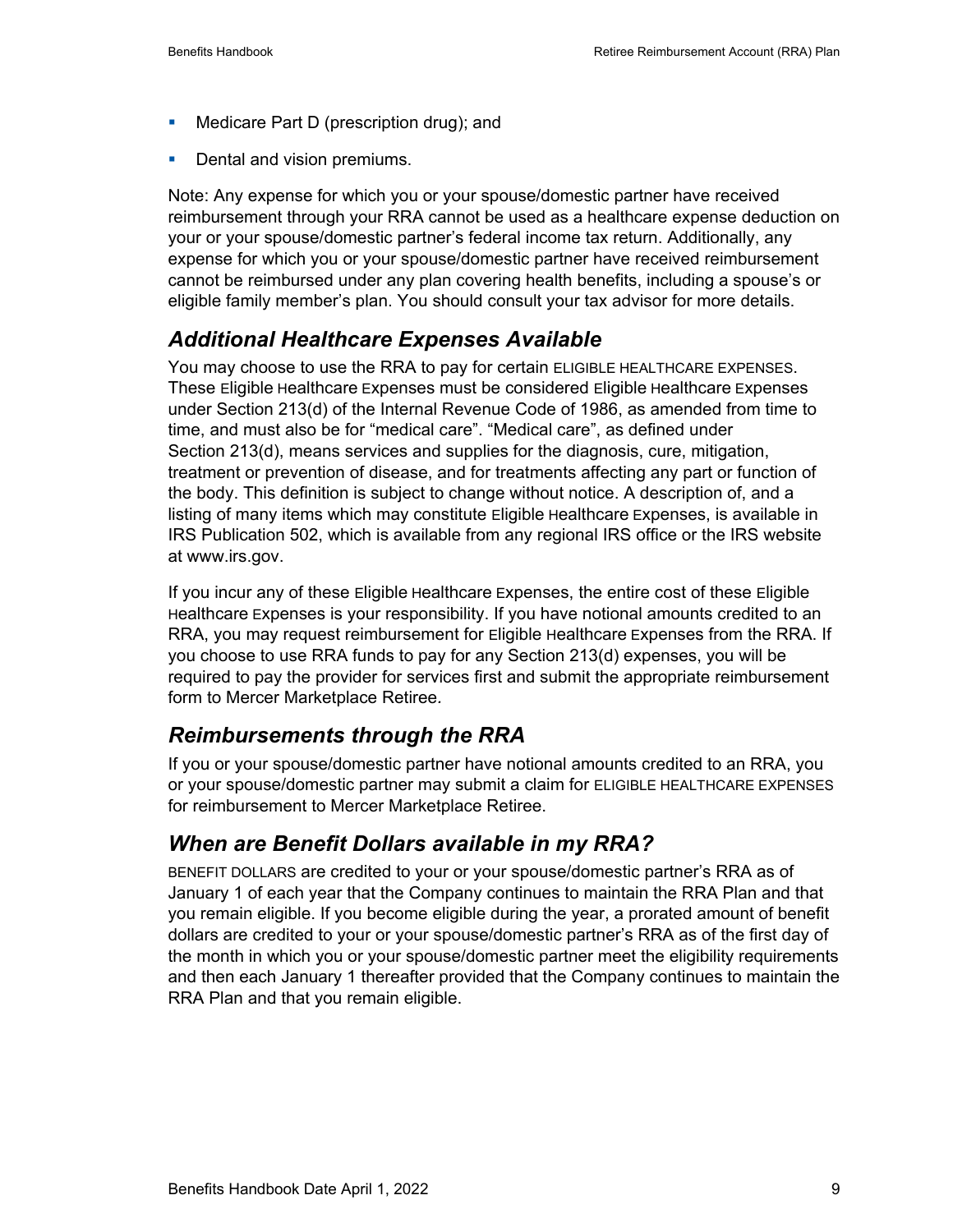- Medicare Part D (prescription drug); and
- Dental and vision premiums.

Note: Any expense for which you or your spouse/domestic partner have received reimbursement through your RRA cannot be used as a healthcare expense deduction on your or your spouse/domestic partner's federal income tax return. Additionally, any expense for which you or your spouse/domestic partner have received reimbursement cannot be reimbursed under any plan covering health benefits, including a spouse's or eligible family member's plan. You should consult your tax advisor for more details.

## *Additional Healthcare Expenses Available*

You may choose to use the RRA to pay for certain ELIGIBLE HEALTHCARE EXPENSES. These Eligible Healthcare Expenses must be considered Eligible Healthcare Expenses under Section 213(d) of the Internal Revenue Code of 1986, as amended from time to time, and must also be for "medical care". "Medical care", as defined under Section 213(d), means services and supplies for the diagnosis, cure, mitigation, treatment or prevention of disease, and for treatments affecting any part or function of the body. This definition is subject to change without notice. A description of, and a listing of many items which may constitute Eligible Healthcare Expenses, is available in IRS Publication 502, which is available from any regional IRS office or the IRS website at www.irs.gov.

If you incur any of these Eligible Healthcare Expenses, the entire cost of these Eligible Healthcare Expenses is your responsibility. If you have notional amounts credited to an RRA, you may request reimbursement for Eligible Healthcare Expenses from the RRA. If you choose to use RRA funds to pay for any Section 213(d) expenses, you will be required to pay the provider for services first and submit the appropriate reimbursement form to Mercer Marketplace Retiree.

## *Reimbursements through the RRA*

If you or your spouse/domestic partner have notional amounts credited to an RRA, you or your spouse/domestic partner may submit a claim for ELIGIBLE HEALTHCARE EXPENSES for reimbursement to Mercer Marketplace Retiree.

## *When are Benefit Dollars available in my RRA?*

BENEFIT DOLLARS are credited to your or your spouse/domestic partner's RRA as of January 1 of each year that the Company continues to maintain the RRA Plan and that you remain eligible. If you become eligible during the year, a prorated amount of benefit dollars are credited to your or your spouse/domestic partner's RRA as of the first day of the month in which you or your spouse/domestic partner meet the eligibility requirements and then each January 1 thereafter provided that the Company continues to maintain the RRA Plan and that you remain eligible.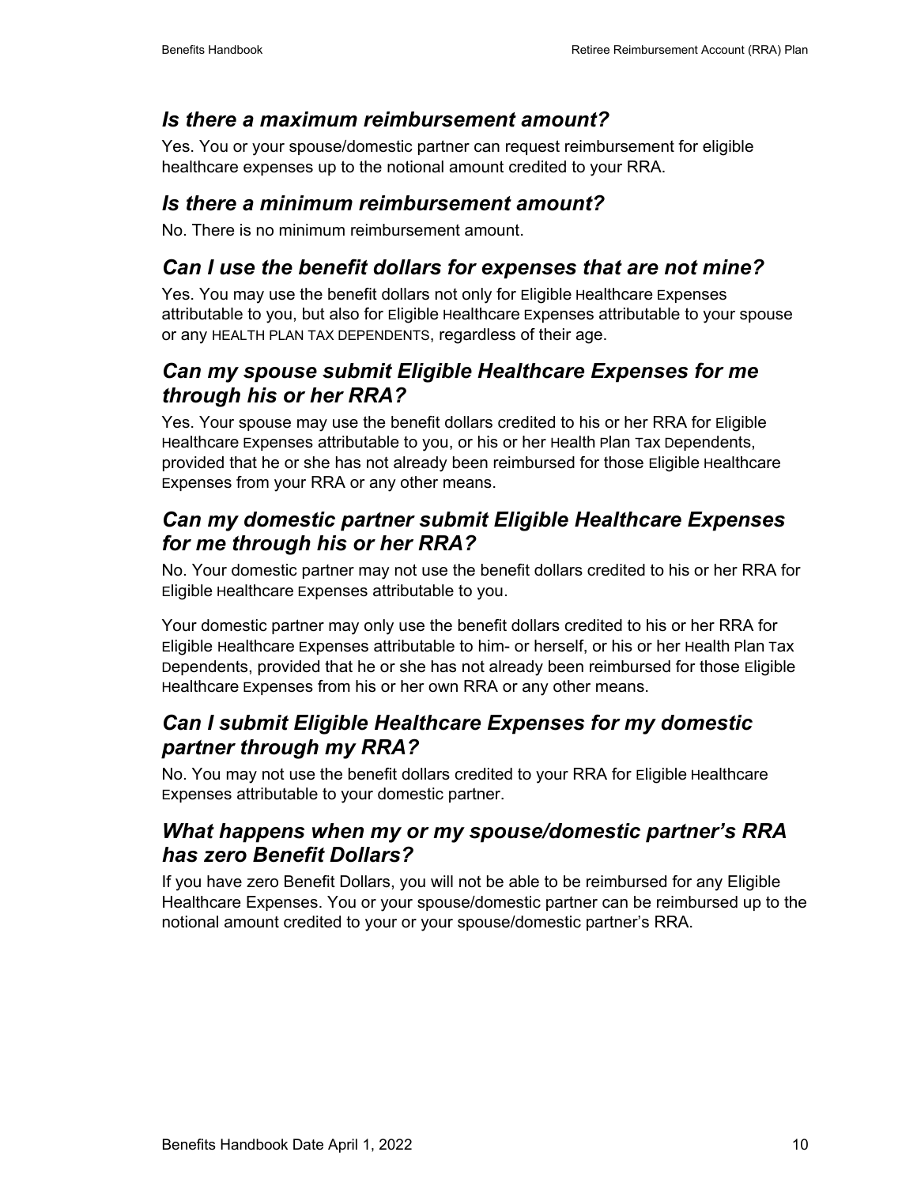### *Is there a maximum reimbursement amount?*

Yes. You or your spouse/domestic partner can request reimbursement for eligible healthcare expenses up to the notional amount credited to your RRA.

### *Is there a minimum reimbursement amount?*

No. There is no minimum reimbursement amount.

### *Can I use the benefit dollars for expenses that are not mine?*

Yes. You may use the benefit dollars not only for Eligible Healthcare Expenses attributable to you, but also for Eligible Healthcare Expenses attributable to your spouse or any HEALTH PLAN TAX DEPENDENTS, regardless of their age.

### *Can my spouse submit Eligible Healthcare Expenses for me through his or her RRA?*

Yes. Your spouse may use the benefit dollars credited to his or her RRA for Eligible Healthcare Expenses attributable to you, or his or her Health Plan Tax Dependents, provided that he or she has not already been reimbursed for those Eligible Healthcare Expenses from your RRA or any other means.

### *Can my domestic partner submit Eligible Healthcare Expenses for me through his or her RRA?*

No. Your domestic partner may not use the benefit dollars credited to his or her RRA for Eligible Healthcare Expenses attributable to you.

Your domestic partner may only use the benefit dollars credited to his or her RRA for Eligible Healthcare Expenses attributable to him- or herself, or his or her Health Plan Tax Dependents, provided that he or she has not already been reimbursed for those Eligible Healthcare Expenses from his or her own RRA or any other means.

### *Can I submit Eligible Healthcare Expenses for my domestic partner through my RRA?*

No. You may not use the benefit dollars credited to your RRA for Eligible Healthcare Expenses attributable to your domestic partner.

### *What happens when my or my spouse/domestic partner's RRA has zero Benefit Dollars?*

If you have zero Benefit Dollars, you will not be able to be reimbursed for any Eligible Healthcare Expenses. You or your spouse/domestic partner can be reimbursed up to the notional amount credited to your or your spouse/domestic partner's RRA.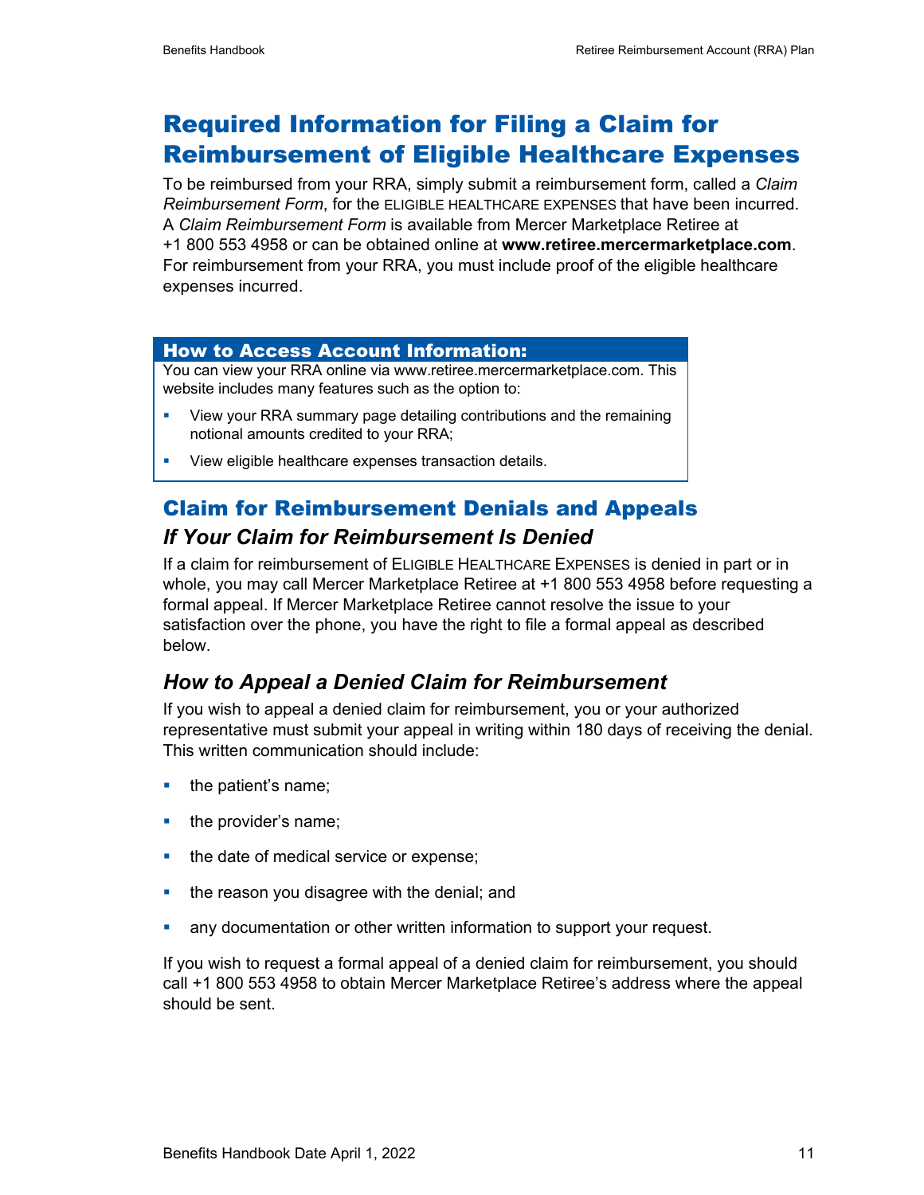# Required Information for Filing a Claim for Reimbursement of Eligible Healthcare Expenses

To be reimbursed from your RRA, simply submit a reimbursement form, called a *Claim Reimbursement Form*, for the ELIGIBLE HEALTHCARE EXPENSES that have been incurred. A *Claim Reimbursement Form* is available from Mercer Marketplace Retiree at +1 800 553 4958 or can be obtained online at **www.retiree.mercermarketplace.com**. For reimbursement from your RRA, you must include proof of the eligible healthcare expenses incurred.

**How to Access Account Information:**

You can view your RRA online via www.retiree.mercermarketplace.com. This website includes many features such as the option to:

- View your RRA summary page detailing contributions and the remaining notional amounts credited to your RRA;
- View eligible healthcare expenses transaction details.

## Claim for Reimbursement Denials and Appeals

### *If Your Claim for Reimbursement Is Denied*

If a claim for reimbursement of ELIGIBLE HEALTHCARE EXPENSES is denied in part or in whole, you may call Mercer Marketplace Retiree at +1 800 553 4958 before requesting a formal appeal. If Mercer Marketplace Retiree cannot resolve the issue to your satisfaction over the phone, you have the right to file a formal appeal as described below.

### *How to Appeal a Denied Claim for Reimbursement*

If you wish to appeal a denied claim for reimbursement, you or your authorized representative must submit your appeal in writing within 180 days of receiving the denial. This written communication should include:

- the patient's name;
- the provider's name;
- the date of medical service or expense;
- the reason you disagree with the denial; and
- any documentation or other written information to support your request.

If you wish to request a formal appeal of a denied claim for reimbursement, you should call +1 800 553 4958 to obtain Mercer Marketplace Retiree's address where the appeal should be sent.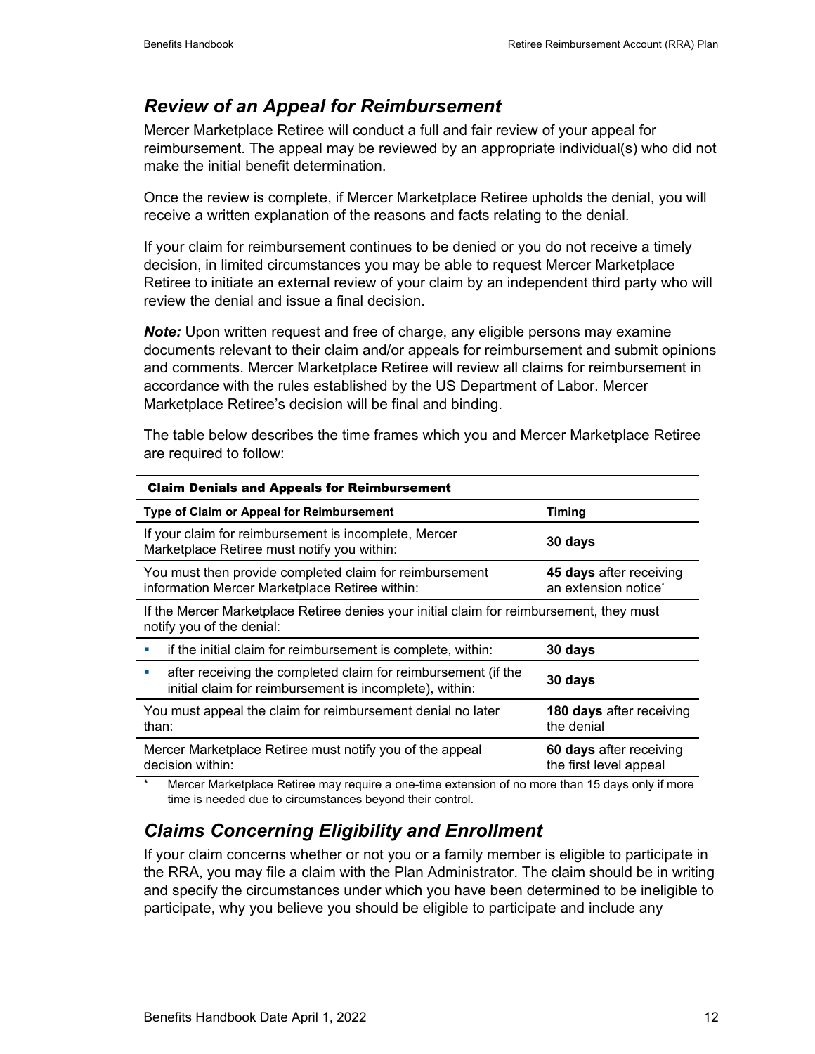## *Review of an Appeal for Reimbursement*

Mercer Marketplace Retiree will conduct a full and fair review of your appeal for reimbursement. The appeal may be reviewed by an appropriate individual(s) who did not make the initial benefit determination.

Once the review is complete, if Mercer Marketplace Retiree upholds the denial, you will receive a written explanation of the reasons and facts relating to the denial.

If your claim for reimbursement continues to be denied or you do not receive a timely decision, in limited circumstances you may be able to request Mercer Marketplace Retiree to initiate an external review of your claim by an independent third party who will review the denial and issue a final decision.

***Note:*** Upon written request and free of charge, any eligible persons may examine documents relevant to their claim and/or appeals for reimbursement and submit opinions and comments. Mercer Marketplace Retiree will review all claims for reimbursement in accordance with the rules established by the US Department of Labor. Mercer Marketplace Retiree's decision will be final and binding.

The table below describes the time frames which you and Mercer Marketplace Retiree are required to follow:

**Claim Denials and Appeals for Reimbursement**

| Type of Claim or Appeal for Reimbursement | Timing |
|---|---|
| If your claim for reimbursement is incomplete, Mercer Marketplace Retiree must notify you within: | **30 days** |
| You must then provide completed claim for reimbursement information Mercer Marketplace Retiree within: | **45 days** after receiving an extension notice* |
| If the Mercer Marketplace Retiree denies your initial claim for reimbursement, they must notify you of the denial: | |
| ▪ if the initial claim for reimbursement is complete, within: | **30 days** |
| ▪ after receiving the completed claim for reimbursement (if the initial claim for reimbursement is incomplete), within: | **30 days** |
| You must appeal the claim for reimbursement denial no later than: | **180 days** after receiving the denial |
| Mercer Marketplace Retiree must notify you of the appeal decision within: | **60 days** after receiving the first level appeal |

\* Mercer Marketplace Retiree may require a one-time extension of no more than 15 days only if more time is needed due to circumstances beyond their control.

## *Claims Concerning Eligibility and Enrollment*

If your claim concerns whether or not you or a family member is eligible to participate in the RRA, you may file a claim with the Plan Administrator. The claim should be in writing and specify the circumstances under which you have been determined to be ineligible to participate, why you believe you should be eligible to participate and include any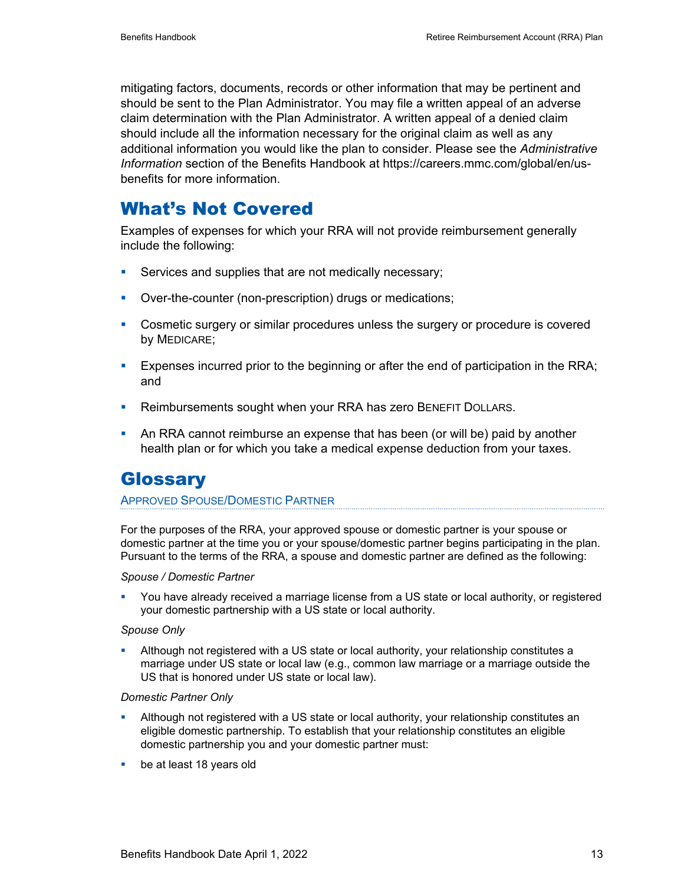mitigating factors, documents, records or other information that may be pertinent and should be sent to the Plan Administrator. You may file a written appeal of an adverse claim determination with the Plan Administrator. A written appeal of a denied claim should include all the information necessary for the original claim as well as any additional information you would like the plan to consider. Please see the *Administrative Information* section of the Benefits Handbook at https://careers.mmc.com/global/en/us-benefits for more information.

# What's Not Covered

Examples of expenses for which your RRA will not provide reimbursement generally include the following:

- Services and supplies that are not medically necessary;
- Over-the-counter (non-prescription) drugs or medications;
- Cosmetic surgery or similar procedures unless the surgery or procedure is covered by MEDICARE;
- Expenses incurred prior to the beginning or after the end of participation in the RRA; and
- Reimbursements sought when your RRA has zero BENEFIT DOLLARS.
- An RRA cannot reimburse an expense that has been (or will be) paid by another health plan or for which you take a medical expense deduction from your taxes.

# Glossary

## APPROVED SPOUSE/DOMESTIC PARTNER

For the purposes of the RRA, your approved spouse or domestic partner is your spouse or domestic partner at the time you or your spouse/domestic partner begins participating in the plan. Pursuant to the terms of the RRA, a spouse and domestic partner are defined as the following:

*Spouse / Domestic Partner*

- You have already received a marriage license from a US state or local authority, or registered your domestic partnership with a US state or local authority.

*Spouse Only*

- Although not registered with a US state or local authority, your relationship constitutes a marriage under US state or local law (e.g., common law marriage or a marriage outside the US that is honored under US state or local law).

*Domestic Partner Only*

- Although not registered with a US state or local authority, your relationship constitutes an eligible domestic partnership. To establish that your relationship constitutes an eligible domestic partnership you and your domestic partner must:
- be at least 18 years old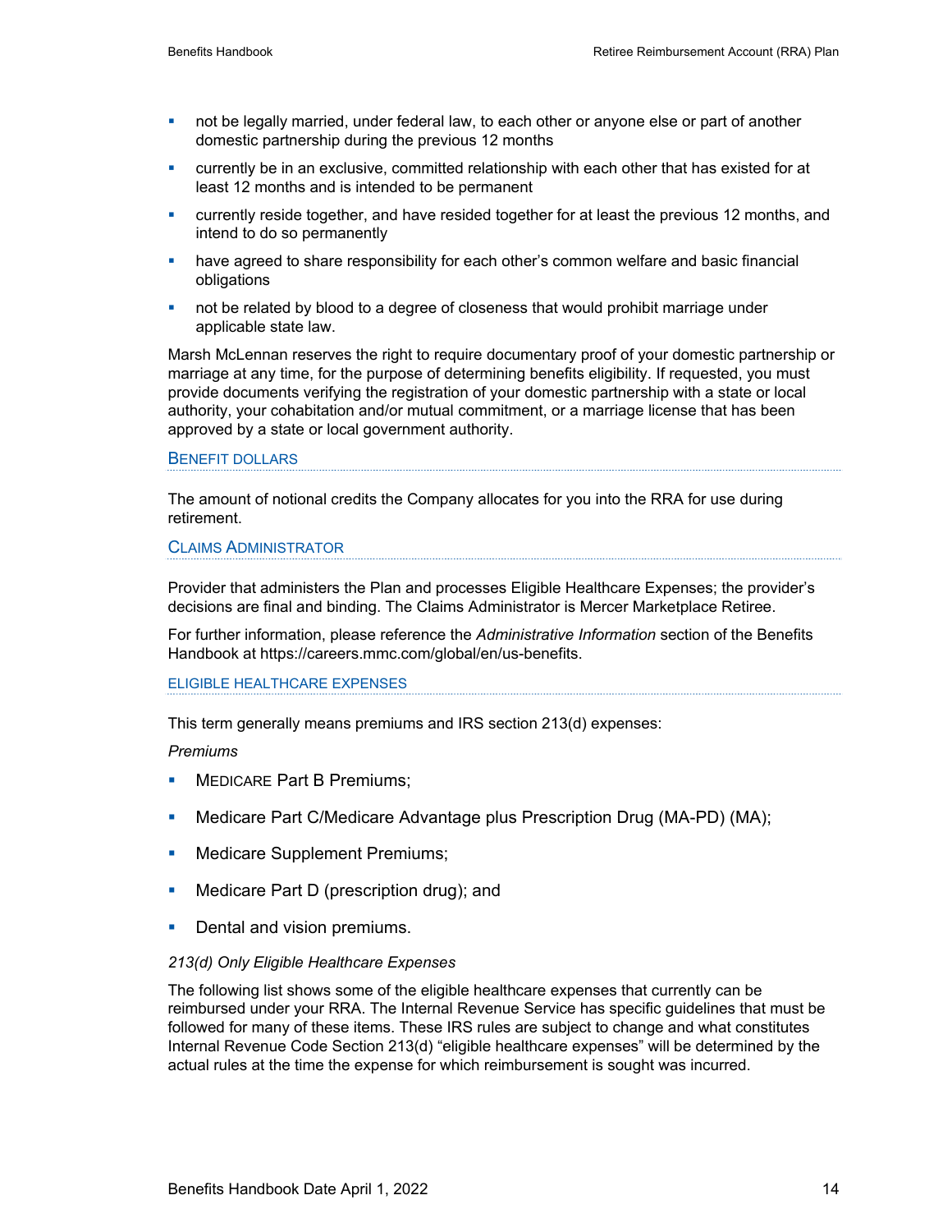- not be legally married, under federal law, to each other or anyone else or part of another domestic partnership during the previous 12 months
- currently be in an exclusive, committed relationship with each other that has existed for at least 12 months and is intended to be permanent
- currently reside together, and have resided together for at least the previous 12 months, and intend to do so permanently
- have agreed to share responsibility for each other's common welfare and basic financial obligations
- not be related by blood to a degree of closeness that would prohibit marriage under applicable state law.

Marsh McLennan reserves the right to require documentary proof of your domestic partnership or marriage at any time, for the purpose of determining benefits eligibility. If requested, you must provide documents verifying the registration of your domestic partnership with a state or local authority, your cohabitation and/or mutual commitment, or a marriage license that has been approved by a state or local government authority.

### Benefit Dollars

The amount of notional credits the Company allocates for you into the RRA for use during retirement.

### Claims Administrator

Provider that administers the Plan and processes Eligible Healthcare Expenses; the provider's decisions are final and binding. The Claims Administrator is Mercer Marketplace Retiree.

For further information, please reference the *Administrative Information* section of the Benefits Handbook at https://careers.mmc.com/global/en/us-benefits.

### Eligible Healthcare Expenses

This term generally means premiums and IRS section 213(d) expenses:

*Premiums*

- Medicare Part B Premiums;
- Medicare Part C/Medicare Advantage plus Prescription Drug (MA-PD) (MA);
- Medicare Supplement Premiums;
- Medicare Part D (prescription drug); and
- Dental and vision premiums.

*213(d) Only Eligible Healthcare Expenses*

The following list shows some of the eligible healthcare expenses that currently can be reimbursed under your RRA. The Internal Revenue Service has specific guidelines that must be followed for many of these items. These IRS rules are subject to change and what constitutes Internal Revenue Code Section 213(d) "eligible healthcare expenses" will be determined by the actual rules at the time the expense for which reimbursement is sought was incurred.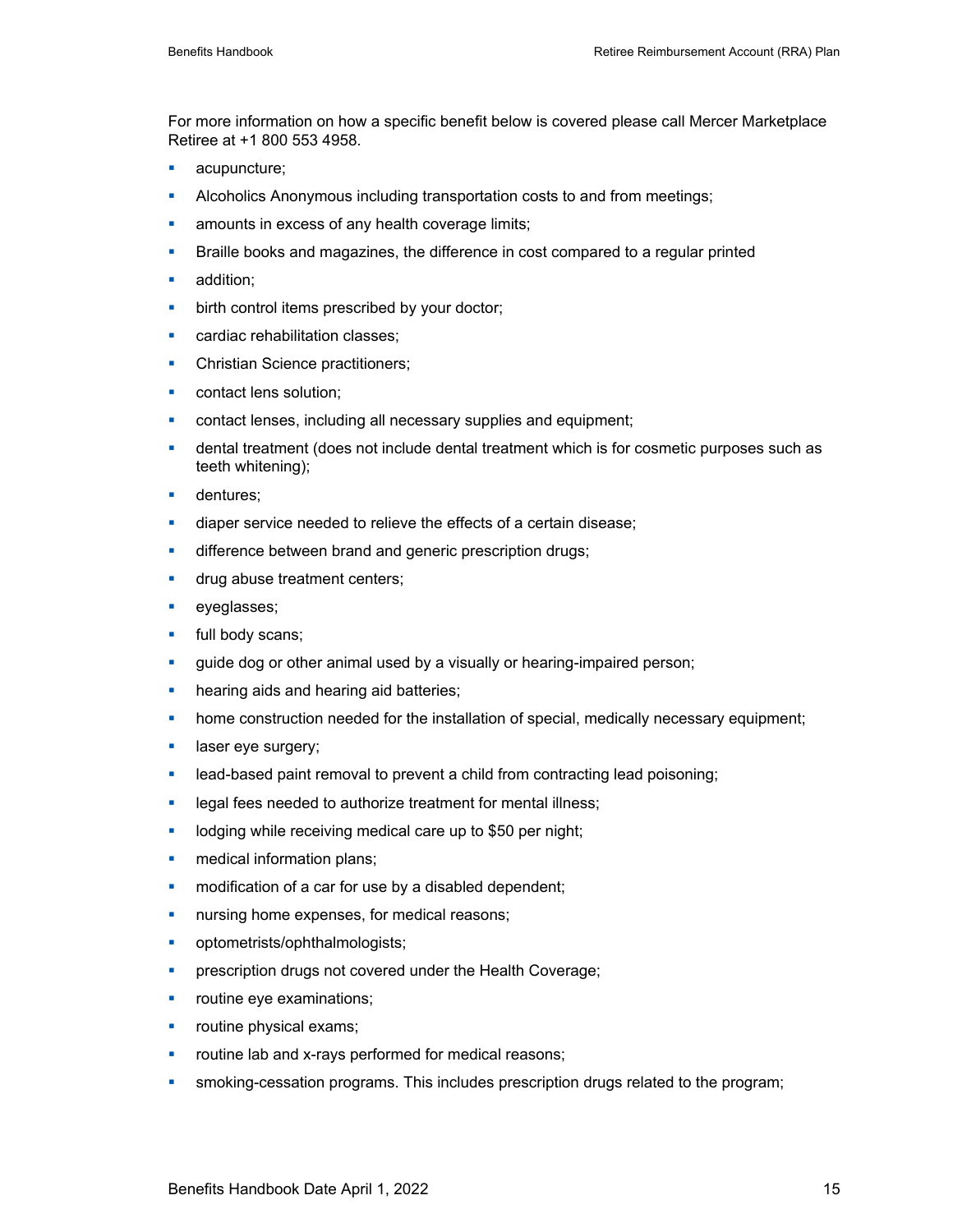For more information on how a specific benefit below is covered please call Mercer Marketplace Retiree at +1 800 553 4958.

- acupuncture;
- Alcoholics Anonymous including transportation costs to and from meetings;
- amounts in excess of any health coverage limits;
- Braille books and magazines, the difference in cost compared to a regular printed
- addition;
- birth control items prescribed by your doctor;
- cardiac rehabilitation classes;
- Christian Science practitioners;
- contact lens solution;
- contact lenses, including all necessary supplies and equipment;
- dental treatment (does not include dental treatment which is for cosmetic purposes such as teeth whitening);
- dentures;
- diaper service needed to relieve the effects of a certain disease;
- difference between brand and generic prescription drugs;
- drug abuse treatment centers;
- eyeglasses;
- full body scans;
- guide dog or other animal used by a visually or hearing-impaired person;
- hearing aids and hearing aid batteries;
- home construction needed for the installation of special, medically necessary equipment;
- laser eye surgery;
- lead-based paint removal to prevent a child from contracting lead poisoning;
- legal fees needed to authorize treatment for mental illness;
- lodging while receiving medical care up to $50 per night;
- medical information plans;
- modification of a car for use by a disabled dependent;
- nursing home expenses, for medical reasons;
- optometrists/ophthalmologists;
- prescription drugs not covered under the Health Coverage;
- routine eye examinations;
- routine physical exams;
- routine lab and x-rays performed for medical reasons;
- smoking-cessation programs. This includes prescription drugs related to the program;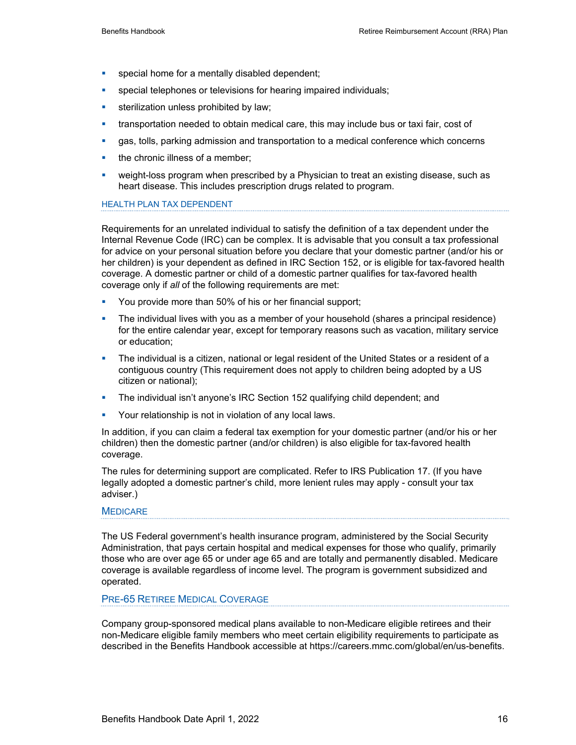- special home for a mentally disabled dependent;
- special telephones or televisions for hearing impaired individuals;
- sterilization unless prohibited by law;
- transportation needed to obtain medical care, this may include bus or taxi fair, cost of
- gas, tolls, parking admission and transportation to a medical conference which concerns
- the chronic illness of a member;
- weight-loss program when prescribed by a Physician to treat an existing disease, such as heart disease. This includes prescription drugs related to program.

### HEALTH PLAN TAX DEPENDENT

Requirements for an unrelated individual to satisfy the definition of a tax dependent under the Internal Revenue Code (IRC) can be complex. It is advisable that you consult a tax professional for advice on your personal situation before you declare that your domestic partner (and/or his or her children) is your dependent as defined in IRC Section 152, or is eligible for tax-favored health coverage. A domestic partner or child of a domestic partner qualifies for tax-favored health coverage only if *all* of the following requirements are met:

- You provide more than 50% of his or her financial support;
- The individual lives with you as a member of your household (shares a principal residence) for the entire calendar year, except for temporary reasons such as vacation, military service or education;
- The individual is a citizen, national or legal resident of the United States or a resident of a contiguous country (This requirement does not apply to children being adopted by a US citizen or national);
- The individual isn't anyone's IRC Section 152 qualifying child dependent; and
- Your relationship is not in violation of any local laws.

In addition, if you can claim a federal tax exemption for your domestic partner (and/or his or her children) then the domestic partner (and/or children) is also eligible for tax-favored health coverage.

The rules for determining support are complicated. Refer to IRS Publication 17. (If you have legally adopted a domestic partner's child, more lenient rules may apply - consult your tax adviser.)

### MEDICARE

The US Federal government's health insurance program, administered by the Social Security Administration, that pays certain hospital and medical expenses for those who qualify, primarily those who are over age 65 or under age 65 and are totally and permanently disabled. Medicare coverage is available regardless of income level. The program is government subsidized and operated.

### PRE-65 RETIREE MEDICAL COVERAGE

Company group-sponsored medical plans available to non-Medicare eligible retirees and their non-Medicare eligible family members who meet certain eligibility requirements to participate as described in the Benefits Handbook accessible at https://careers.mmc.com/global/en/us-benefits.